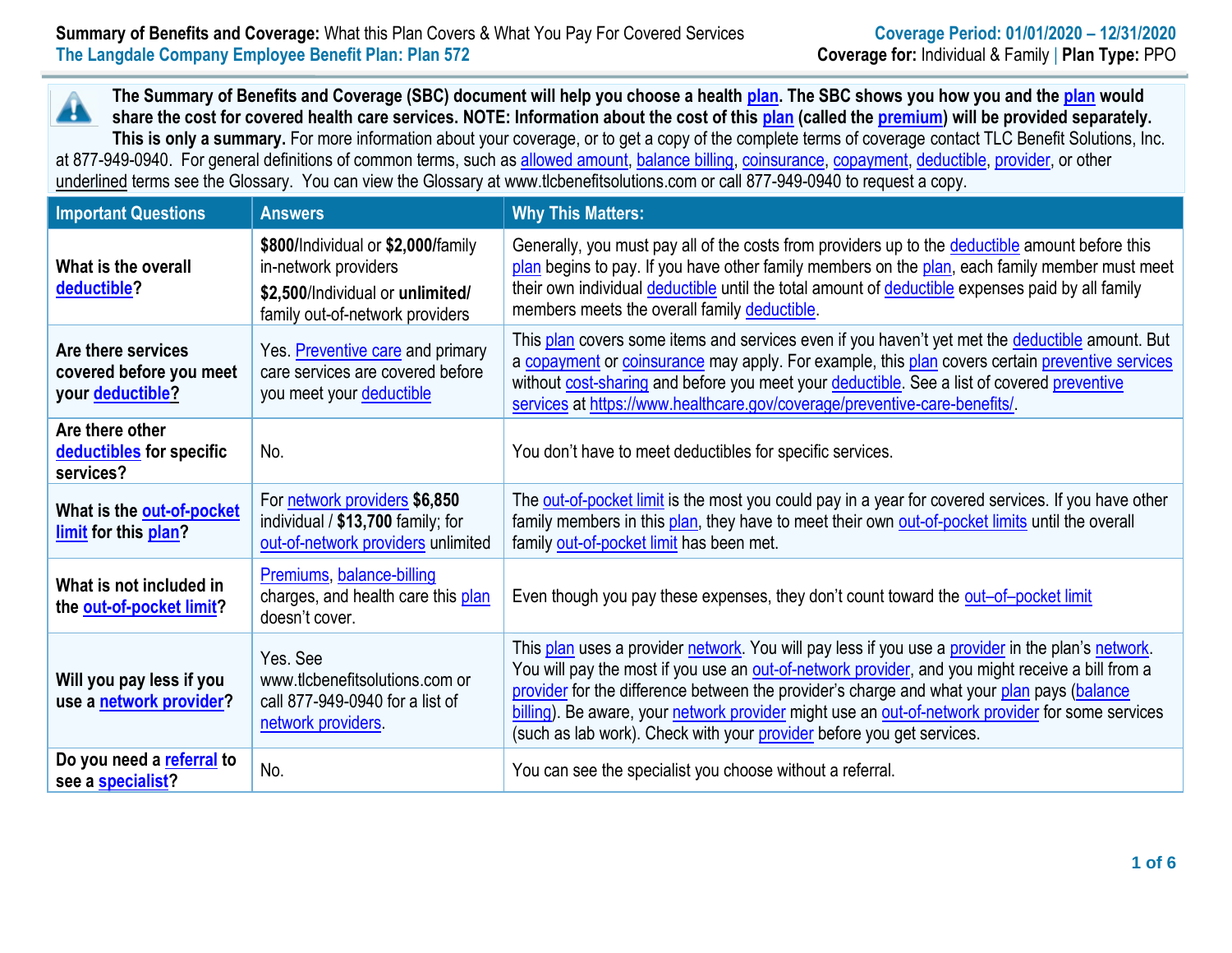**Summary of Benefits and Coverage:** What this Plan Covers & What You Pay For Covered Services
**The Langdale Company Employee Benefit Plan: Plan 572**

**Coverage Period: 01/01/2020 – 12/31/2020**
**Coverage for:** Individual & Family | **Plan Type:** PPO

**The Summary of Benefits and Coverage (SBC) document will help you choose a health plan. The SBC shows you how you and the plan would share the cost for covered health care services. NOTE: Information about the cost of this plan (called the premium) will be provided separately. This is only a summary.** For more information about your coverage, or to get a copy of the complete terms of coverage contact TLC Benefit Solutions, Inc. at 877-949-0940. For general definitions of common terms, such as allowed amount, balance billing, coinsurance, copayment, deductible, provider, or other underlined terms see the Glossary. You can view the Glossary at www.tlcbenefitsolutions.com or call 877-949-0940 to request a copy.

| Important Questions | Answers | Why This Matters: |
|---|---|---|
| **What is the overall deductible?** | **$800**/Individual or **$2,000**/family in-network providers<br>**$2,500**/Individual or **unlimited/** family out-of-network providers | Generally, you must pay all of the costs from providers up to the deductible amount before this plan begins to pay. If you have other family members on the plan, each family member must meet their own individual deductible until the total amount of deductible expenses paid by all family members meets the overall family deductible. |
| **Are there services covered before you meet your deductible?** | Yes. Preventive care and primary care services are covered before you meet your deductible | This plan covers some items and services even if you haven't yet met the deductible amount. But a copayment or coinsurance may apply. For example, this plan covers certain preventive services without cost-sharing and before you meet your deductible. See a list of covered preventive services at https://www.healthcare.gov/coverage/preventive-care-benefits/. |
| **Are there other deductibles for specific services?** | No. | You don't have to meet deductibles for specific services. |
| **What is the out-of-pocket limit for this plan?** | For network providers **$6,850** individual / **$13,700** family; for out-of-network providers unlimited | The out-of-pocket limit is the most you could pay in a year for covered services. If you have other family members in this plan, they have to meet their own out-of-pocket limits until the overall family out-of-pocket limit has been met. |
| **What is not included in the out-of-pocket limit?** | Premiums, balance-billing charges, and health care this plan doesn't cover. | Even though you pay these expenses, they don't count toward the out–of–pocket limit |
| **Will you pay less if you use a network provider?** | Yes. See www.tlcbenefitsolutions.com or call 877-949-0940 for a list of network providers. | This plan uses a provider network. You will pay less if you use a provider in the plan's network. You will pay the most if you use an out-of-network provider, and you might receive a bill from a provider for the difference between the provider's charge and what your plan pays (balance billing). Be aware, your network provider might use an out-of-network provider for some services (such as lab work). Check with your provider before you get services. |
| **Do you need a referral to see a specialist?** | No. | You can see the specialist you choose without a referral. |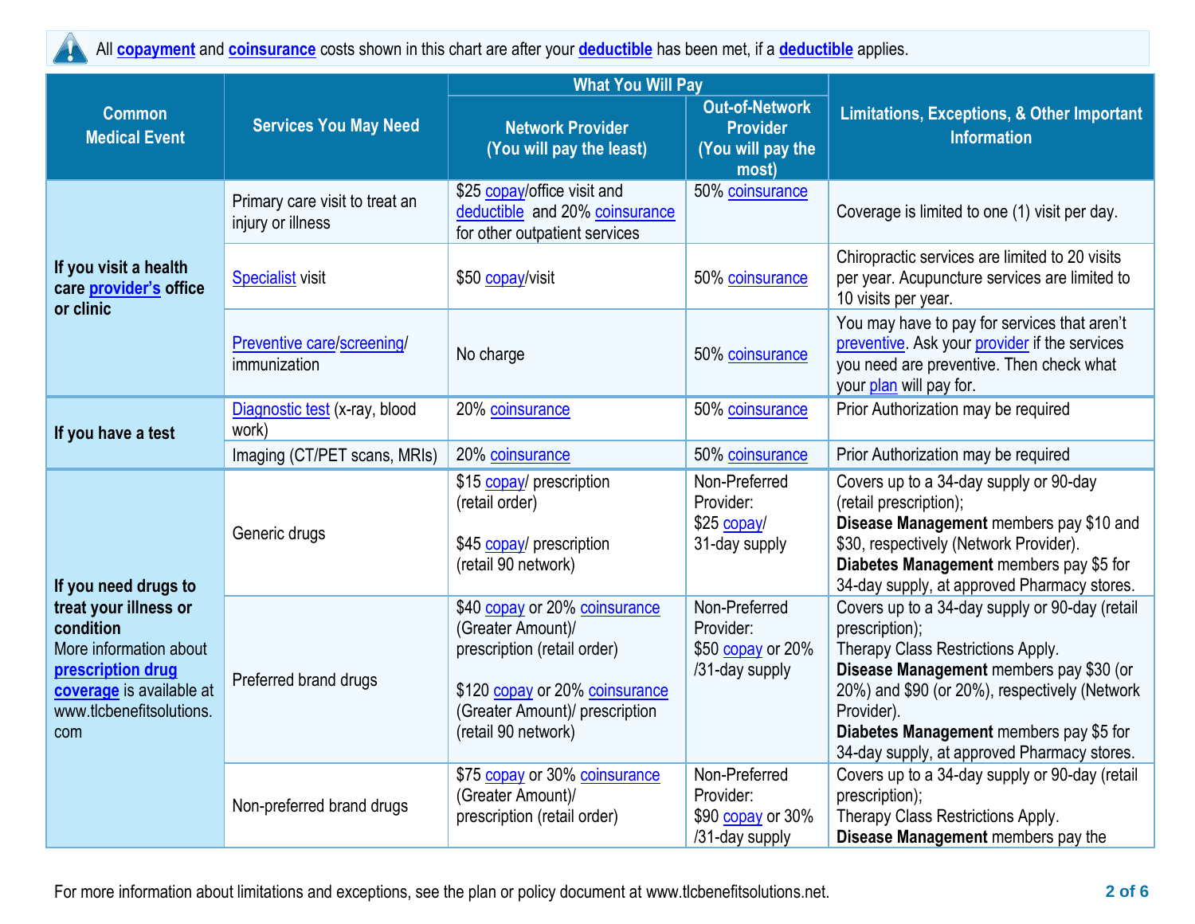All **copayment** and **coinsurance** costs shown in this chart are after your **deductible** has been met, if a **deductible** applies.

| Common Medical Event | Services You May Need | What You Will Pay | | Limitations, Exceptions, & Other Important Information |
|---|---|---|---|---|
| | | Network Provider (You will pay the least) | Out-of-Network Provider (You will pay the most) | |
| **If you visit a health care provider's office or clinic** | Primary care visit to treat an injury or illness | $25 copay/office visit and deductible and 20% coinsurance for other outpatient services | 50% coinsurance | Coverage is limited to one (1) visit per day. |
| | Specialist visit | $50 copay/visit | 50% coinsurance | Chiropractic services are limited to 20 visits per year. Acupuncture services are limited to 10 visits per year. |
| | Preventive care/screening/ immunization | No charge | 50% coinsurance | You may have to pay for services that aren't preventive. Ask your provider if the services you need are preventive. Then check what your plan will pay for. |
| **If you have a test** | Diagnostic test (x-ray, blood work) | 20% coinsurance | 50% coinsurance | Prior Authorization may be required |
| | Imaging (CT/PET scans, MRIs) | 20% coinsurance | 50% coinsurance | Prior Authorization may be required |
| **If you need drugs to treat your illness or condition** More information about **prescription drug coverage** is available at www.tlcbenefitsolutions.com | Generic drugs | $15 copay/ prescription (retail order)<br><br>$45 copay/ prescription (retail 90 network) | Non-Preferred Provider: $25 copay/ 31-day supply | Covers up to a 34-day supply or 90-day (retail prescription); **Disease Management** members pay $10 and $30, respectively (Network Provider). **Diabetes Management** members pay $5 for 34-day supply, at approved Pharmacy stores. |
| | Preferred brand drugs | $40 copay or 20% coinsurance (Greater Amount)/ prescription (retail order)<br><br>$120 copay or 20% coinsurance (Greater Amount)/ prescription (retail 90 network) | Non-Preferred Provider: $50 copay or 20% /31-day supply | Covers up to a 34-day supply or 90-day (retail prescription); Therapy Class Restrictions Apply. **Disease Management** members pay $30 (or 20%) and $90 (or 20%), respectively (Network Provider). **Diabetes Management** members pay $5 for 34-day supply, at approved Pharmacy stores. |
| | Non-preferred brand drugs | $75 copay or 30% coinsurance (Greater Amount)/ prescription (retail order) | Non-Preferred Provider: $90 copay or 30% /31-day supply | Covers up to a 34-day supply or 90-day (retail prescription); Therapy Class Restrictions Apply. **Disease Management** members pay the |

For more information about limitations and exceptions, see the plan or policy document at www.tlcbenefitsolutions.net.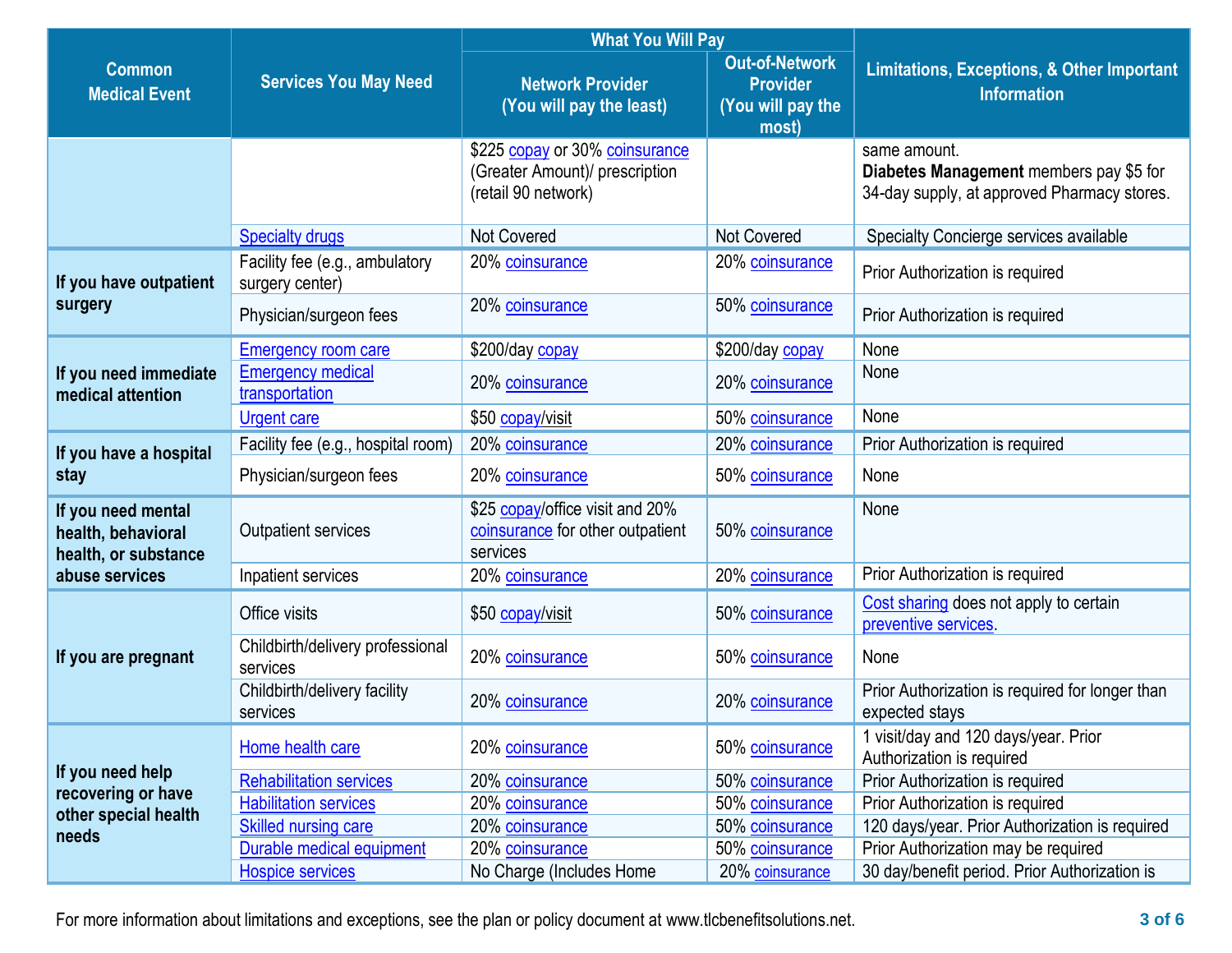| Common Medical Event | Services You May Need | What You Will Pay | | Limitations, Exceptions, & Other Important Information |
|---|---|---|---|---|
| | | Network Provider (You will pay the least) | Out-of-Network Provider (You will pay the most) | |
| | | $225 copay or 30% coinsurance (Greater Amount)/ prescription (retail 90 network) | | same amount. **Diabetes Management** members pay $5 for 34-day supply, at approved Pharmacy stores. |
| | Specialty drugs | Not Covered | Not Covered | Specialty Concierge services available |
| If you have outpatient surgery | Facility fee (e.g., ambulatory surgery center) | 20% coinsurance | 20% coinsurance | Prior Authorization is required |
| | Physician/surgeon fees | 20% coinsurance | 50% coinsurance | Prior Authorization is required |
| If you need immediate medical attention | Emergency room care | $200/day copay | $200/day copay | None |
| | Emergency medical transportation | 20% coinsurance | 20% coinsurance | None |
| | Urgent care | $50 copay/visit | 50% coinsurance | None |
| If you have a hospital stay | Facility fee (e.g., hospital room) | 20% coinsurance | 20% coinsurance | Prior Authorization is required |
| | Physician/surgeon fees | 20% coinsurance | 50% coinsurance | None |
| If you need mental health, behavioral health, or substance abuse services | Outpatient services | $25 copay/office visit and 20% coinsurance for other outpatient services | 50% coinsurance | None |
| | Inpatient services | 20% coinsurance | 20% coinsurance | Prior Authorization is required |
| If you are pregnant | Office visits | $50 copay/visit | 50% coinsurance | Cost sharing does not apply to certain preventive services. |
| | Childbirth/delivery professional services | 20% coinsurance | 50% coinsurance | None |
| | Childbirth/delivery facility services | 20% coinsurance | 20% coinsurance | Prior Authorization is required for longer than expected stays |
| If you need help recovering or have other special health needs | Home health care | 20% coinsurance | 50% coinsurance | 1 visit/day and 120 days/year. Prior Authorization is required |
| | Rehabilitation services | 20% coinsurance | 50% coinsurance | Prior Authorization is required |
| | Habilitation services | 20% coinsurance | 50% coinsurance | Prior Authorization is required |
| | Skilled nursing care | 20% coinsurance | 50% coinsurance | 120 days/year. Prior Authorization is required |
| | Durable medical equipment | 20% coinsurance | 50% coinsurance | Prior Authorization may be required |
| | Hospice services | No Charge (Includes Home | 20% coinsurance | 30 day/benefit period. Prior Authorization is |

For more information about limitations and exceptions, see the plan or policy document at www.tlcbenefitsolutions.net.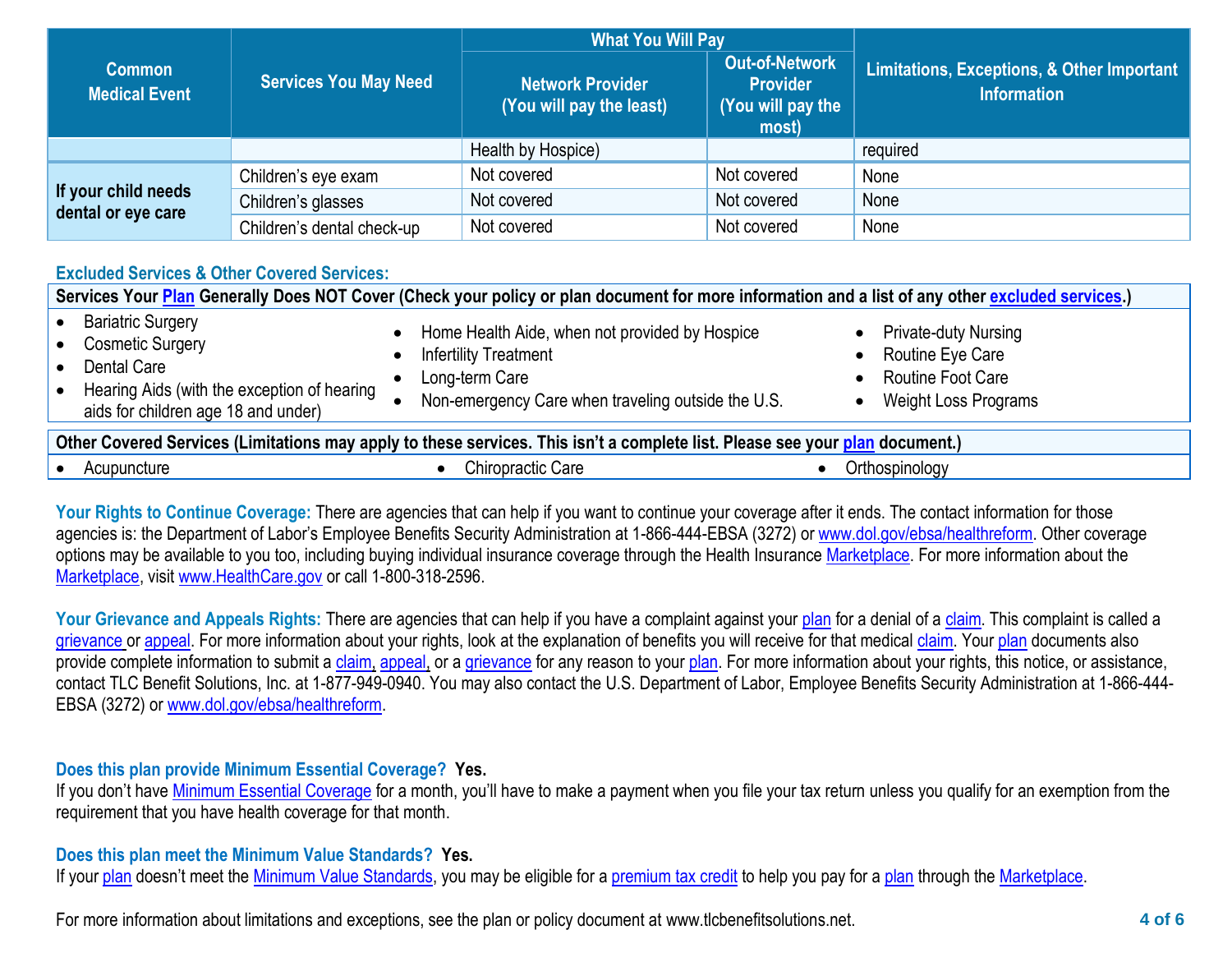| Common Medical Event | Services You May Need | What You Will Pay | | Limitations, Exceptions, & Other Important Information |
|---|---|---|---|---|
| | | Network Provider (You will pay the least) | Out-of-Network Provider (You will pay the most) | |
| | | Health by Hospice) | | required |
| If your child needs dental or eye care | Children's eye exam | Not covered | Not covered | None |
| | Children's glasses | Not covered | Not covered | None |
| | Children's dental check-up | Not covered | Not covered | None |

## Excluded Services & Other Covered Services:

**Services Your Plan Generally Does NOT Cover (Check your policy or plan document for more information and a list of any other excluded services.)**

- Bariatric Surgery
- Cosmetic Surgery
- Dental Care
- Hearing Aids (with the exception of hearing aids for children age 18 and under)
- Home Health Aide, when not provided by Hospice
- Infertility Treatment
- Long-term Care
- Non-emergency Care when traveling outside the U.S.
- Private-duty Nursing
- Routine Eye Care
- Routine Foot Care
- Weight Loss Programs

**Other Covered Services (Limitations may apply to these services. This isn't a complete list. Please see your plan document.)**

- Acupuncture
- Chiropractic Care
- Orthospinology

**Your Rights to Continue Coverage:** There are agencies that can help if you want to continue your coverage after it ends. The contact information for those agencies is: the Department of Labor's Employee Benefits Security Administration at 1-866-444-EBSA (3272) or www.dol.gov/ebsa/healthreform. Other coverage options may be available to you too, including buying individual insurance coverage through the Health Insurance Marketplace. For more information about the Marketplace, visit www.HealthCare.gov or call 1-800-318-2596.

**Your Grievance and Appeals Rights:** There are agencies that can help if you have a complaint against your plan for a denial of a claim. This complaint is called a grievance or appeal. For more information about your rights, look at the explanation of benefits you will receive for that medical claim. Your plan documents also provide complete information to submit a claim, appeal, or a grievance for any reason to your plan. For more information about your rights, this notice, or assistance, contact TLC Benefit Solutions, Inc. at 1-877-949-0940. You may also contact the U.S. Department of Labor, Employee Benefits Security Administration at 1-866-444-EBSA (3272) or www.dol.gov/ebsa/healthreform.

**Does this plan provide Minimum Essential Coverage? Yes.**

If you don't have Minimum Essential Coverage for a month, you'll have to make a payment when you file your tax return unless you qualify for an exemption from the requirement that you have health coverage for that month.

**Does this plan meet the Minimum Value Standards? Yes.**

If your plan doesn't meet the Minimum Value Standards, you may be eligible for a premium tax credit to help you pay for a plan through the Marketplace.

For more information about limitations and exceptions, see the plan or policy document at www.tlcbenefitsolutions.net.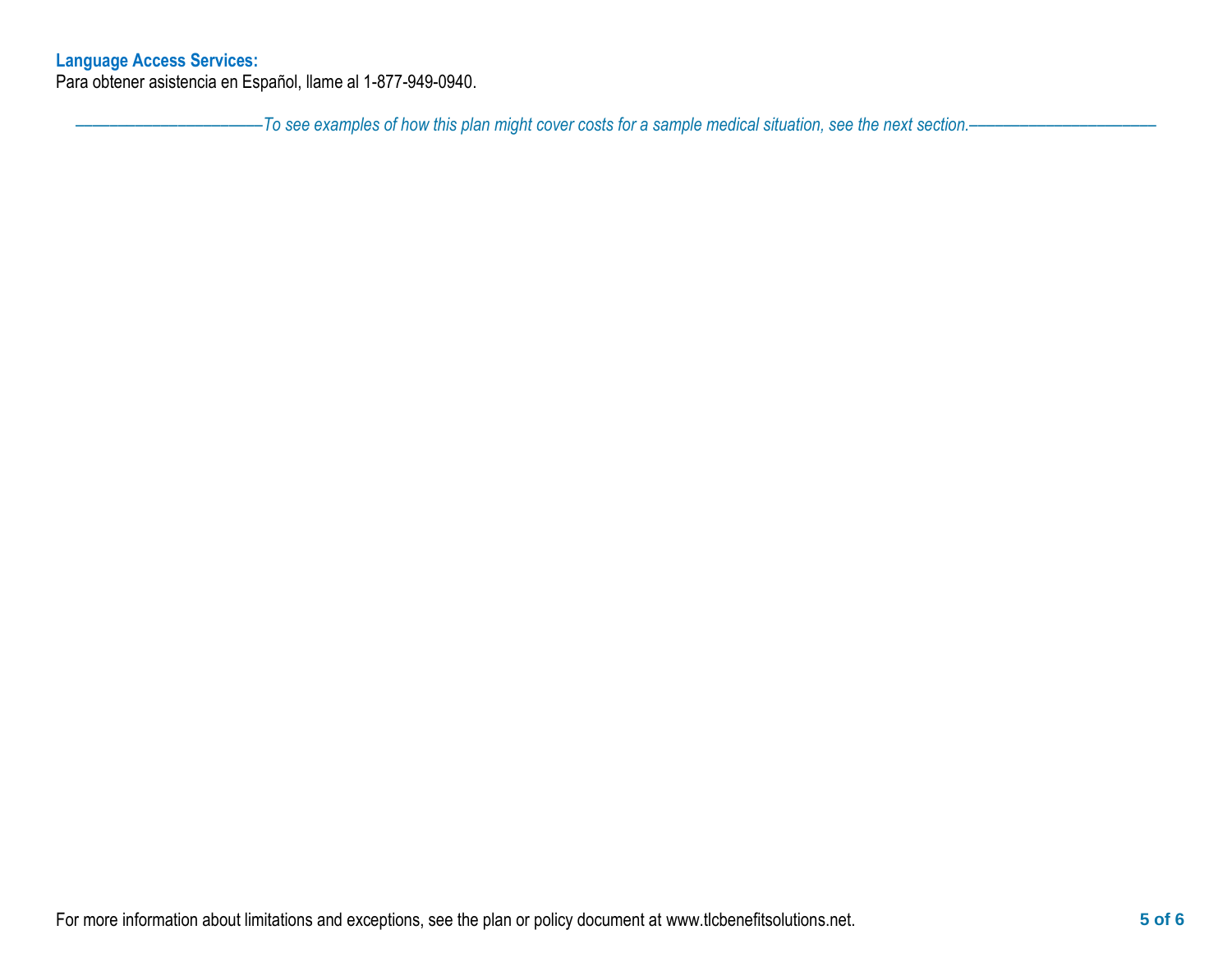**Language Access Services:**

Para obtener asistencia en Español, llame al 1-877-949-0940.

*——————————————To see examples of how this plan might cover costs for a sample medical situation, see the next section.——————————————*

For more information about limitations and exceptions, see the plan or policy document at www.tlcbenefitsolutions.net.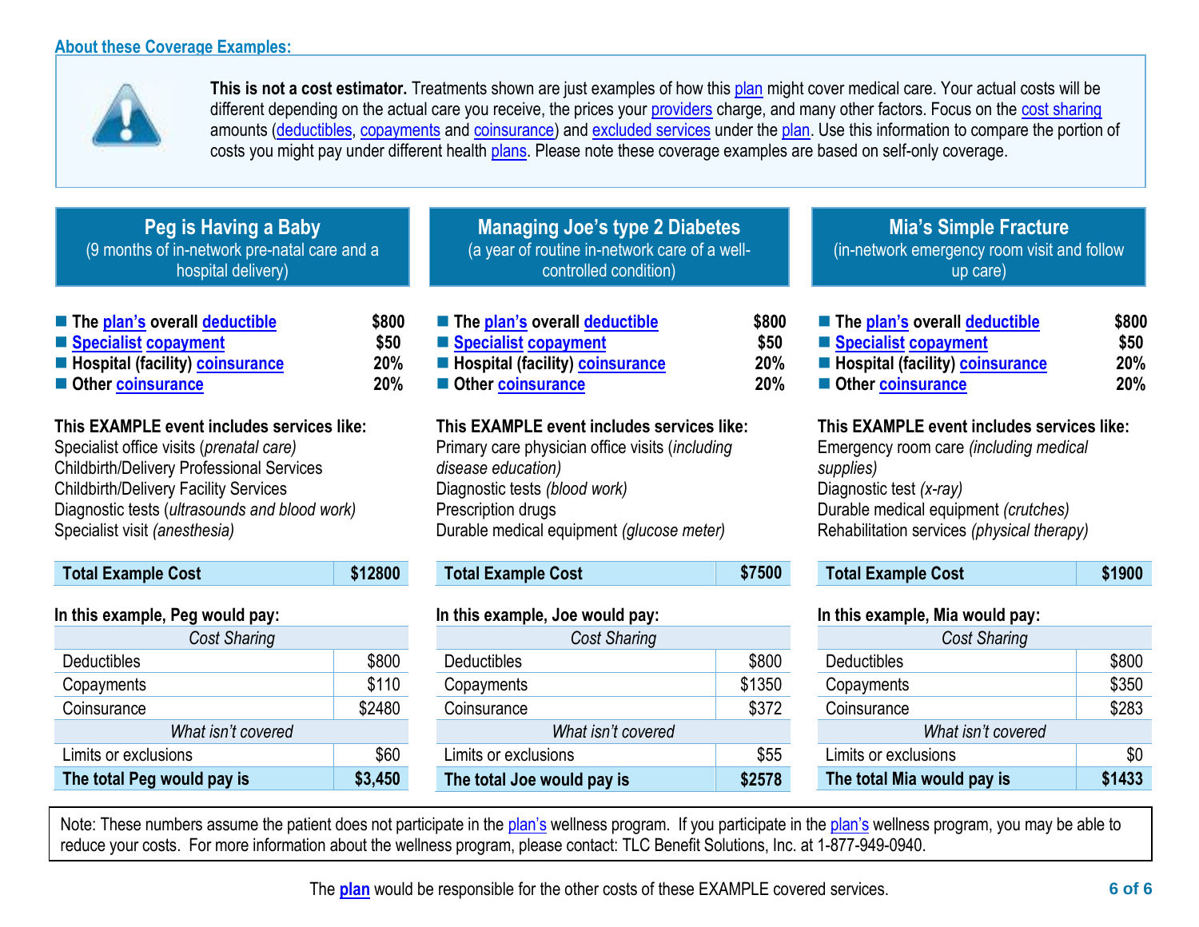## About these Coverage Examples:

**This is not a cost estimator.** Treatments shown are just examples of how this plan might cover medical care. Your actual costs will be different depending on the actual care you receive, the prices your providers charge, and many other factors. Focus on the cost sharing amounts (deductibles, copayments and coinsurance) and excluded services under the plan. Use this information to compare the portion of costs you might pay under different health plans. Please note these coverage examples are based on self-only coverage.

### Peg is Having a Baby
(9 months of in-network pre-natal care and a hospital delivery)

- **The plan's overall deductible** **$800**
- **Specialist copayment** **$50**
- **Hospital (facility) coinsurance** **20%**
- **Other coinsurance** **20%**

**This EXAMPLE event includes services like:**
Specialist office visits (*prenatal care)*
Childbirth/Delivery Professional Services
Childbirth/Delivery Facility Services
Diagnostic tests (*ultrasounds and blood work)*
Specialist visit *(anesthesia)*

| **Total Example Cost** | **$12800** |
|---|---|

**In this example, Peg would pay:**

| *Cost Sharing* | |
|---|---|
| Deductibles | $800 |
| Copayments | $110 |
| Coinsurance | $2480 |
| *What isn't covered* | |
| Limits or exclusions | $60 |
| **The total Peg would pay is** | **$3,450** |

### Managing Joe's type 2 Diabetes
(a year of routine in-network care of a well-controlled condition)

- **The plan's overall deductible** **$800**
- **Specialist copayment** **$50**
- **Hospital (facility) coinsurance** **20%**
- **Other coinsurance** **20%**

**This EXAMPLE event includes services like:**
Primary care physician office visits (*including disease education)*
Diagnostic tests *(blood work)*
Prescription drugs
Durable medical equipment *(glucose meter)*

| **Total Example Cost** | **$7500** |
|---|---|

**In this example, Joe would pay:**

| *Cost Sharing* | |
|---|---|
| Deductibles | $800 |
| Copayments | $1350 |
| Coinsurance | $372 |
| *What isn't covered* | |
| Limits or exclusions | $55 |
| **The total Joe would pay is** | **$2578** |

### Mia's Simple Fracture
(in-network emergency room visit and follow up care)

- **The plan's overall deductible** **$800**
- **Specialist copayment** **$50**
- **Hospital (facility) coinsurance** **20%**
- **Other coinsurance** **20%**

**This EXAMPLE event includes services like:**
Emergency room care *(including medical supplies)*
Diagnostic test *(x-ray)*
Durable medical equipment *(crutches)*
Rehabilitation services *(physical therapy)*

| **Total Example Cost** | **$1900** |
|---|---|

**In this example, Mia would pay:**

| *Cost Sharing* | |
|---|---|
| Deductibles | $800 |
| Copayments | $350 |
| Coinsurance | $283 |
| *What isn't covered* | |
| Limits or exclusions | $0 |
| **The total Mia would pay is** | **$1433** |

Note: These numbers assume the patient does not participate in the plan's wellness program. If you participate in the plan's wellness program, you may be able to reduce your costs. For more information about the wellness program, please contact: TLC Benefit Solutions, Inc. at 1-877-949-0940.

The **plan** would be responsible for the other costs of these EXAMPLE covered services.